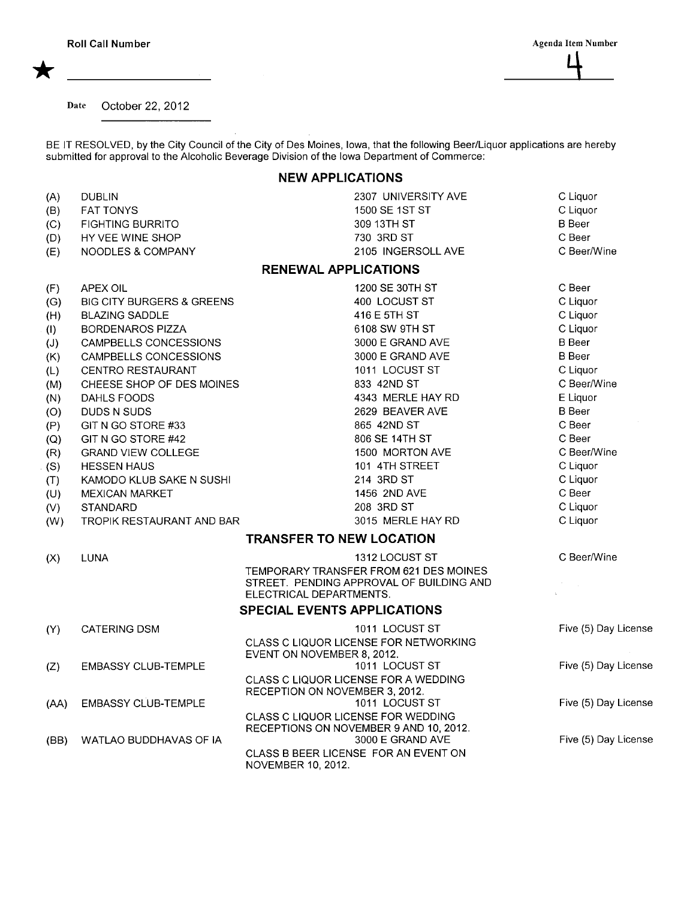Roll Call Number ★ ____________________

Agenda Item Number 4

Date October 22, 2012

BE IT RESOLVED, by the City Council of the City of Des Moines, Iowa, that the following Beer/Liquor applications are hereby submitted for approval to the Alcoholic Beverage Division of the Iowa Department of Commerce:

## NEW APPLICATIONS

| | | | |
|---|---|---|---|
| (A) | DUBLIN | 2307 UNIVERSITY AVE | C Liquor |
| (B) | FAT TONYS | 1500 SE 1ST ST | C Liquor |
| (C) | FIGHTING BURRITO | 309 13TH ST | B Beer |
| (D) | HY VEE WINE SHOP | 730 3RD ST | C Beer |
| (E) | NOODLES & COMPANY | 2105 INGERSOLL AVE | C Beer/Wine |

## RENEWAL APPLICATIONS

| | | | |
|---|---|---|---|
| (F) | APEX OIL | 1200 SE 30TH ST | C Beer |
| (G) | BIG CITY BURGERS & GREENS | 400 LOCUST ST | C Liquor |
| (H) | BLAZING SADDLE | 416 E 5TH ST | C Liquor |
| (I) | BORDENAROS PIZZA | 6108 SW 9TH ST | C Liquor |
| (J) | CAMPBELLS CONCESSIONS | 3000 E GRAND AVE | B Beer |
| (K) | CAMPBELLS CONCESSIONS | 3000 E GRAND AVE | B Beer |
| (L) | CENTRO RESTAURANT | 1011 LOCUST ST | C Liquor |
| (M) | CHEESE SHOP OF DES MOINES | 833 42ND ST | C Beer/Wine |
| (N) | DAHLS FOODS | 4343 MERLE HAY RD | E Liquor |
| (O) | DUDS N SUDS | 2629 BEAVER AVE | B Beer |
| (P) | GIT N GO STORE #33 | 865 42ND ST | C Beer |
| (Q) | GIT N GO STORE #42 | 806 SE 14TH ST | C Beer |
| (R) | GRAND VIEW COLLEGE | 1500 MORTON AVE | C Beer/Wine |
| (S) | HESSEN HAUS | 101 4TH STREET | C Liquor |
| (T) | KAMODO KLUB SAKE N SUSHI | 214 3RD ST | C Liquor |
| (U) | MEXICAN MARKET | 1456 2ND AVE | C Beer |
| (V) | STANDARD | 208 3RD ST | C Liquor |
| (W) | TROPIK RESTAURANT AND BAR | 3015 MERLE HAY RD | C Liquor |

## TRANSFER TO NEW LOCATION

| | | | |
|---|---|---|---|
| (X) | LUNA | 1312 LOCUST ST<br>TEMPORARY TRANSFER FROM 621 DES MOINES STREET. PENDING APPROVAL OF BUILDING AND ELECTRICAL DEPARTMENTS. | C Beer/Wine |

## SPECIAL EVENTS APPLICATIONS

| | | | |
|---|---|---|---|
| (Y) | CATERING DSM | 1011 LOCUST ST<br>CLASS C LIQUOR LICENSE FOR NETWORKING EVENT ON NOVEMBER 8, 2012. | Five (5) Day License |
| (Z) | EMBASSY CLUB-TEMPLE | 1011 LOCUST ST<br>CLASS C LIQUOR LICENSE FOR A WEDDING RECEPTION ON NOVEMBER 3, 2012. | Five (5) Day License |
| (AA) | EMBASSY CLUB-TEMPLE | 1011 LOCUST ST<br>CLASS C LIQUOR LICENSE FOR WEDDING RECEPTIONS ON NOVEMBER 9 AND 10, 2012. | Five (5) Day License |
| (BB) | WATLAO BUDDHAVAS OF IA | 3000 E GRAND AVE<br>CLASS B BEER LICENSE FOR AN EVENT ON NOVEMBER 10, 2012. | Five (5) Day License |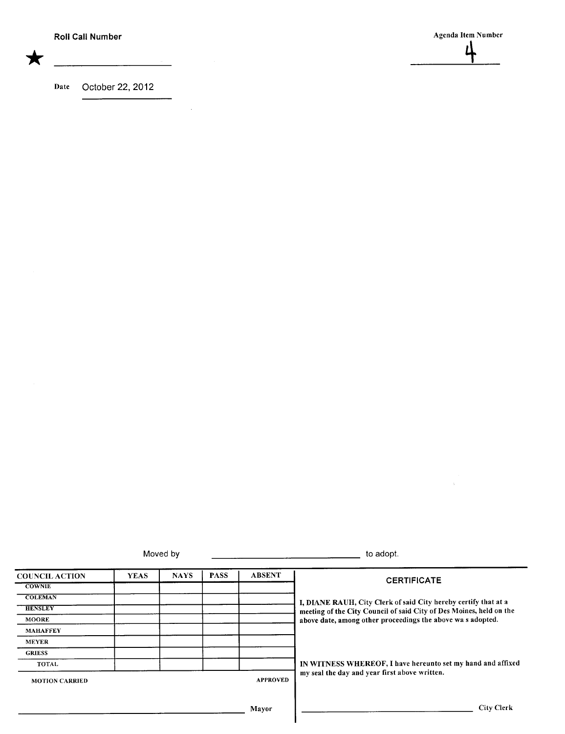Roll Call Number

★ ____________________

Agenda Item Number

4

Date October 22, 2012

Moved by ______________________________ to adopt.

| COUNCIL ACTION | YEAS | NAYS | PASS | ABSENT |
|---|---|---|---|---|
| COWNIE | | | | |
| COLEMAN | | | | |
| HENSLEY | | | | |
| MOORE | | | | |
| MAHAFFEY | | | | |
| MEYER | | | | |
| GRIESS | | | | |
| TOTAL | | | | |

MOTION CARRIED APPROVED

______________________________ Mayor

**CERTIFICATE**

I, DIANE RAUH, City Clerk of said City hereby certify that at a meeting of the City Council of said City of Des Moines, held on the above date, among other proceedings the above wa s adopted.

IN WITNESS WHEREOF, I have hereunto set my hand and affixed my seal the day and year first above written.

______________________________ City Clerk